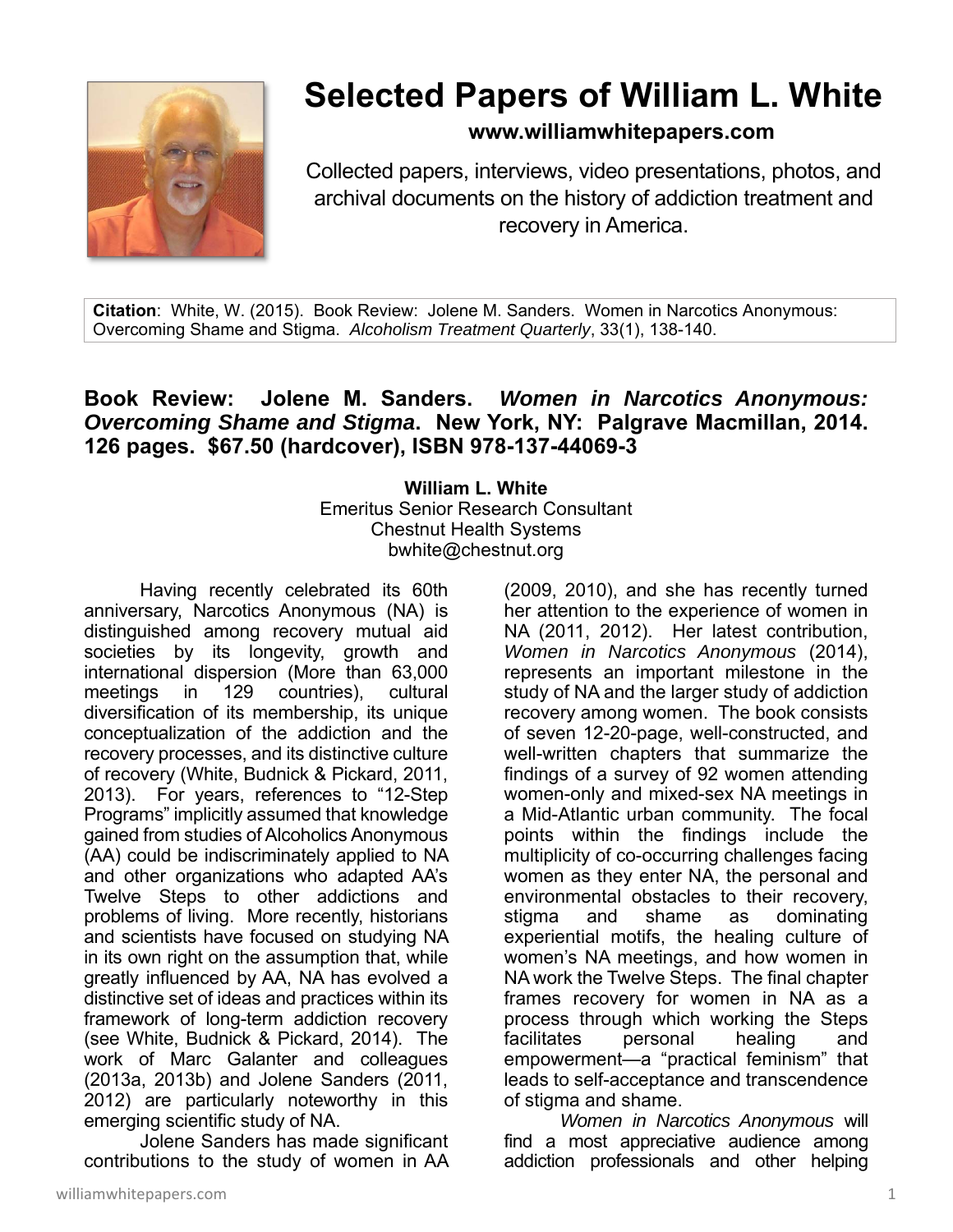# Selected Papers of William L. White

**www.williamwhitepapers.com**

Collected papers, interviews, video presentations, photos, and archival documents on the history of addiction treatment and recovery in America.

**Citation**: White, W. (2015). Book Review: Jolene M. Sanders. Women in Narcotics Anonymous: Overcoming Shame and Stigma. *Alcoholism Treatment Quarterly*, 33(1), 138-140.

## Book Review: Jolene M. Sanders. *Women in Narcotics Anonymous: Overcoming Shame and Stigma*. New York, NY: Palgrave Macmillan, 2014. 126 pages. $67.50 (hardcover), ISBN 978-137-44069-3

**William L. White**
Emeritus Senior Research Consultant
Chestnut Health Systems
bwhite@chestnut.org

Having recently celebrated its 60th anniversary, Narcotics Anonymous (NA) is distinguished among recovery mutual aid societies by its longevity, growth and international dispersion (More than 63,000 meetings in 129 countries), cultural diversification of its membership, its unique conceptualization of the addiction and the recovery processes, and its distinctive culture of recovery (White, Budnick & Pickard, 2011, 2013). For years, references to "12-Step Programs" implicitly assumed that knowledge gained from studies of Alcoholics Anonymous (AA) could be indiscriminately applied to NA and other organizations who adapted AA's Twelve Steps to other addictions and problems of living. More recently, historians and scientists have focused on studying NA in its own right on the assumption that, while greatly influenced by AA, NA has evolved a distinctive set of ideas and practices within its framework of long-term addiction recovery (see White, Budnick & Pickard, 2014). The work of Marc Galanter and colleagues (2013a, 2013b) and Jolene Sanders (2011, 2012) are particularly noteworthy in this emerging scientific study of NA.

Jolene Sanders has made significant contributions to the study of women in AA (2009, 2010), and she has recently turned her attention to the experience of women in NA (2011, 2012). Her latest contribution, *Women in Narcotics Anonymous* (2014), represents an important milestone in the study of NA and the larger study of addiction recovery among women. The book consists of seven 12-20-page, well-constructed, and well-written chapters that summarize the findings of a survey of 92 women attending women-only and mixed-sex NA meetings in a Mid-Atlantic urban community. The focal points within the findings include the multiplicity of co-occurring challenges facing women as they enter NA, the personal and environmental obstacles to their recovery, stigma and shame as dominating experiential motifs, the healing culture of women's NA meetings, and how women in NA work the Twelve Steps. The final chapter frames recovery for women in NA as a process through which working the Steps facilitates personal healing and empowerment—a "practical feminism" that leads to self-acceptance and transcendence of stigma and shame.

*Women in Narcotics Anonymous* will find a most appreciative audience among addiction professionals and other helping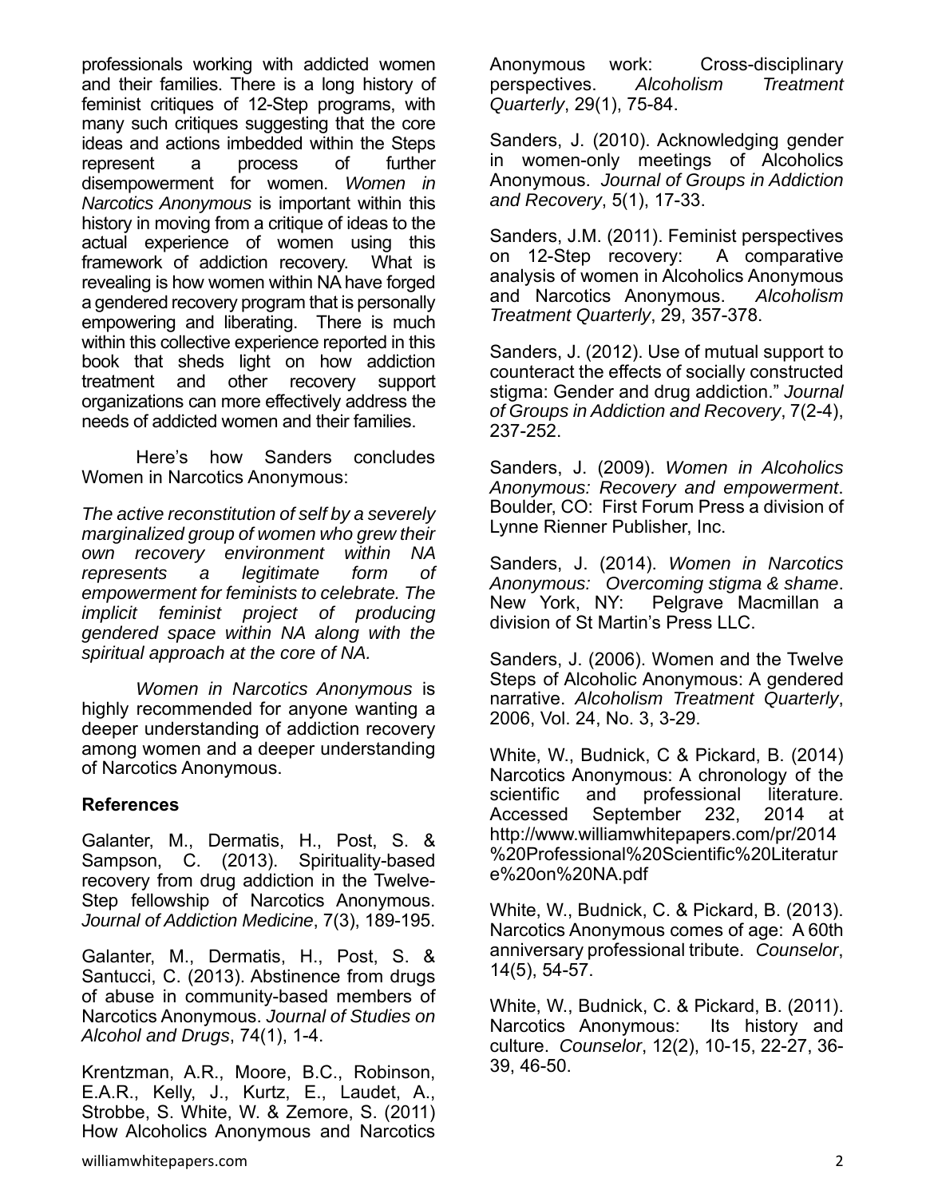professionals working with addicted women and their families. There is a long history of feminist critiques of 12-Step programs, with many such critiques suggesting that the core ideas and actions imbedded within the Steps represent a process of further disempowerment for women. *Women in Narcotics Anonymous* is important within this history in moving from a critique of ideas to the actual experience of women using this framework of addiction recovery. What is revealing is how women within NA have forged a gendered recovery program that is personally empowering and liberating. There is much within this collective experience reported in this book that sheds light on how addiction treatment and other recovery support organizations can more effectively address the needs of addicted women and their families.

Here's how Sanders concludes Women in Narcotics Anonymous:

*The active reconstitution of self by a severely marginalized group of women who grew their own recovery environment within NA represents a legitimate form of empowerment for feminists to celebrate. The implicit feminist project of producing gendered space within NA along with the spiritual approach at the core of NA.*

*Women in Narcotics Anonymous* is highly recommended for anyone wanting a deeper understanding of addiction recovery among women and a deeper understanding of Narcotics Anonymous.

**References**

Galanter, M., Dermatis, H., Post, S. & Sampson, C. (2013). Spirituality-based recovery from drug addiction in the Twelve-Step fellowship of Narcotics Anonymous. *Journal of Addiction Medicine*, 7(3), 189-195.

Galanter, M., Dermatis, H., Post, S. & Santucci, C. (2013). Abstinence from drugs of abuse in community-based members of Narcotics Anonymous. *Journal of Studies on Alcohol and Drugs*, 74(1), 1-4.

Krentzman, A.R., Moore, B.C., Robinson, E.A.R., Kelly, J., Kurtz, E., Laudet, A., Strobbe, S. White, W. & Zemore, S. (2011) How Alcoholics Anonymous and Narcotics Anonymous work: Cross-disciplinary perspectives. *Alcoholism Treatment Quarterly*, 29(1), 75-84.

Sanders, J. (2010). Acknowledging gender in women-only meetings of Alcoholics Anonymous. *Journal of Groups in Addiction and Recovery*, 5(1), 17-33.

Sanders, J.M. (2011). Feminist perspectives on 12-Step recovery: A comparative analysis of women in Alcoholics Anonymous and Narcotics Anonymous. *Alcoholism Treatment Quarterly*, 29, 357-378.

Sanders, J. (2012). Use of mutual support to counteract the effects of socially constructed stigma: Gender and drug addiction." *Journal of Groups in Addiction and Recovery*, 7(2-4), 237-252.

Sanders, J. (2009). *Women in Alcoholics Anonymous: Recovery and empowerment*. Boulder, CO: First Forum Press a division of Lynne Rienner Publisher, Inc.

Sanders, J. (2014). *Women in Narcotics Anonymous: Overcoming stigma & shame*. New York, NY: Pelgrave Macmillan a division of St Martin's Press LLC.

Sanders, J. (2006). Women and the Twelve Steps of Alcoholic Anonymous: A gendered narrative. *Alcoholism Treatment Quarterly*, 2006, Vol. 24, No. 3, 3-29.

White, W., Budnick, C & Pickard, B. (2014) Narcotics Anonymous: A chronology of the scientific and professional literature. Accessed September 232, 2014 at http://www.williamwhitepapers.com/pr/2014%20Professional%20Scientific%20Literature%20on%20NA.pdf

White, W., Budnick, C. & Pickard, B. (2013). Narcotics Anonymous comes of age: A 60th anniversary professional tribute. *Counselor*, 14(5), 54-57.

White, W., Budnick, C. & Pickard, B. (2011). Narcotics Anonymous: Its history and culture. *Counselor*, 12(2), 10-15, 22-27, 36-39, 46-50.